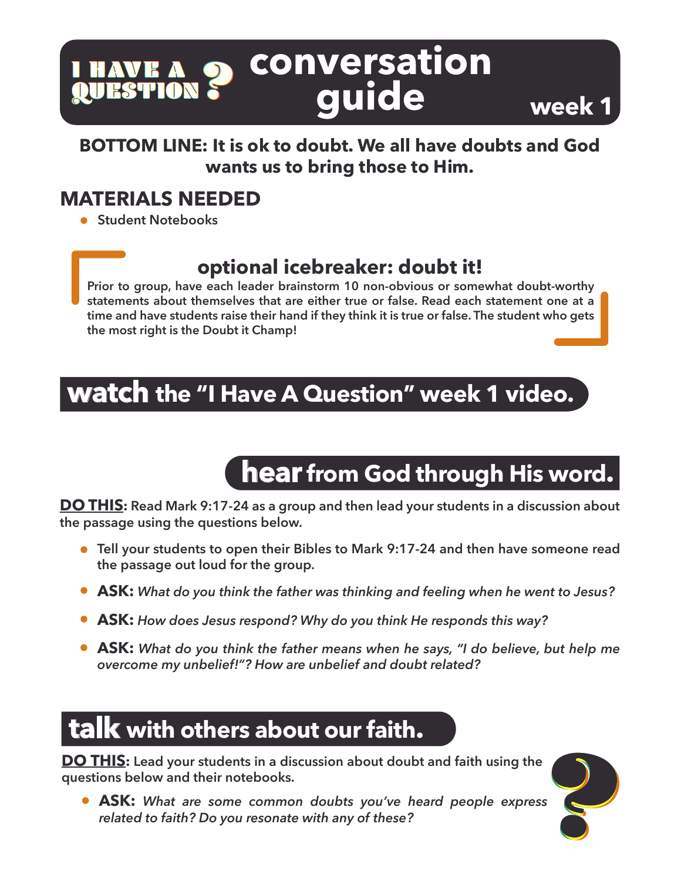# I HAVE A QUESTION ? conversation guide week 1

**BOTTOM LINE: It is ok to doubt. We all have doubts and God wants us to bring those to Him.**

## MATERIALS NEEDED

- Student Notebooks

### optional icebreaker: doubt it!

Prior to group, have each leader brainstorm 10 non-obvious or somewhat doubt-worthy statements about themselves that are either true or false. Read each statement one at a time and have students raise their hand if they think it is true or false. The student who gets the most right is the Doubt it Champ!

## watch the "I Have A Question" week 1 video.

## hear from God through His word.

**DO THIS:** Read Mark 9:17-24 as a group and then lead your students in a discussion about the passage using the questions below.

- Tell your students to open their Bibles to Mark 9:17-24 and then have someone read the passage out loud for the group.
- **ASK:** *What do you think the father was thinking and feeling when he went to Jesus?*
- **ASK:** *How does Jesus respond? Why do you think He responds this way?*
- **ASK:** *What do you think the father means when he says, "I do believe, but help me overcome my unbelief!"? How are unbelief and doubt related?*

## talk with others about our faith.

**DO THIS:** Lead your students in a discussion about doubt and faith using the questions below and their notebooks.

- **ASK:** *What are some common doubts you've heard people express related to faith? Do you resonate with any of these?*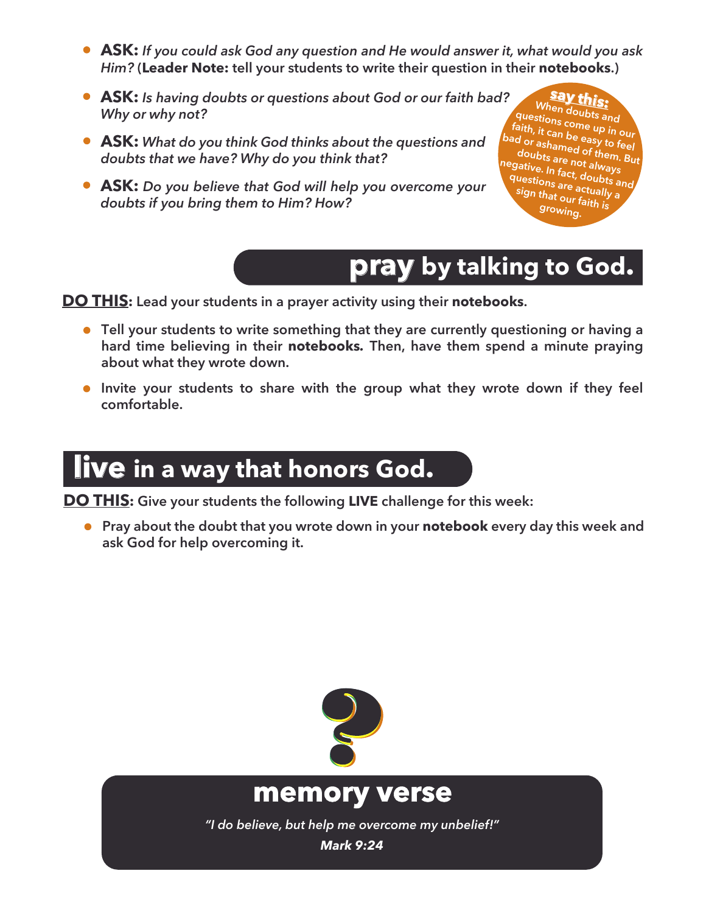- **ASK:** *If you could ask God any question and He would answer it, what would you ask Him?* (**Leader Note:** tell your students to write their question in their **notebooks**.)
- **ASK:** *Is having doubts or questions about God or our faith bad? Why or why not?*
- **ASK:** *What do you think God thinks about the questions and doubts that we have? Why do you think that?*
- **ASK:** *Do you believe that God will help you overcome your doubts if you bring them to Him? How?*

**say this:** When doubts and questions come up in our faith, it can be easy to feel bad or ashamed of them. But doubts are not always negative. In fact, doubts and questions are actually a sign that our faith is growing.

## pray by talking to God.

**DO THIS:** Lead your students in a prayer activity using their **notebooks**.

- Tell your students to write something that they are currently questioning or having a hard time believing in their **notebooks.** Then, have them spend a minute praying about what they wrote down.
- Invite your students to share with the group what they wrote down if they feel comfortable.

## live in a way that honors God.

**DO THIS:** Give your students the following **LIVE** challenge for this week:

- Pray about the doubt that you wrote down in your **notebook** every day this week and ask God for help overcoming it.

## memory verse

*"I do believe, but help me overcome my unbelief!"*

***Mark 9:24***